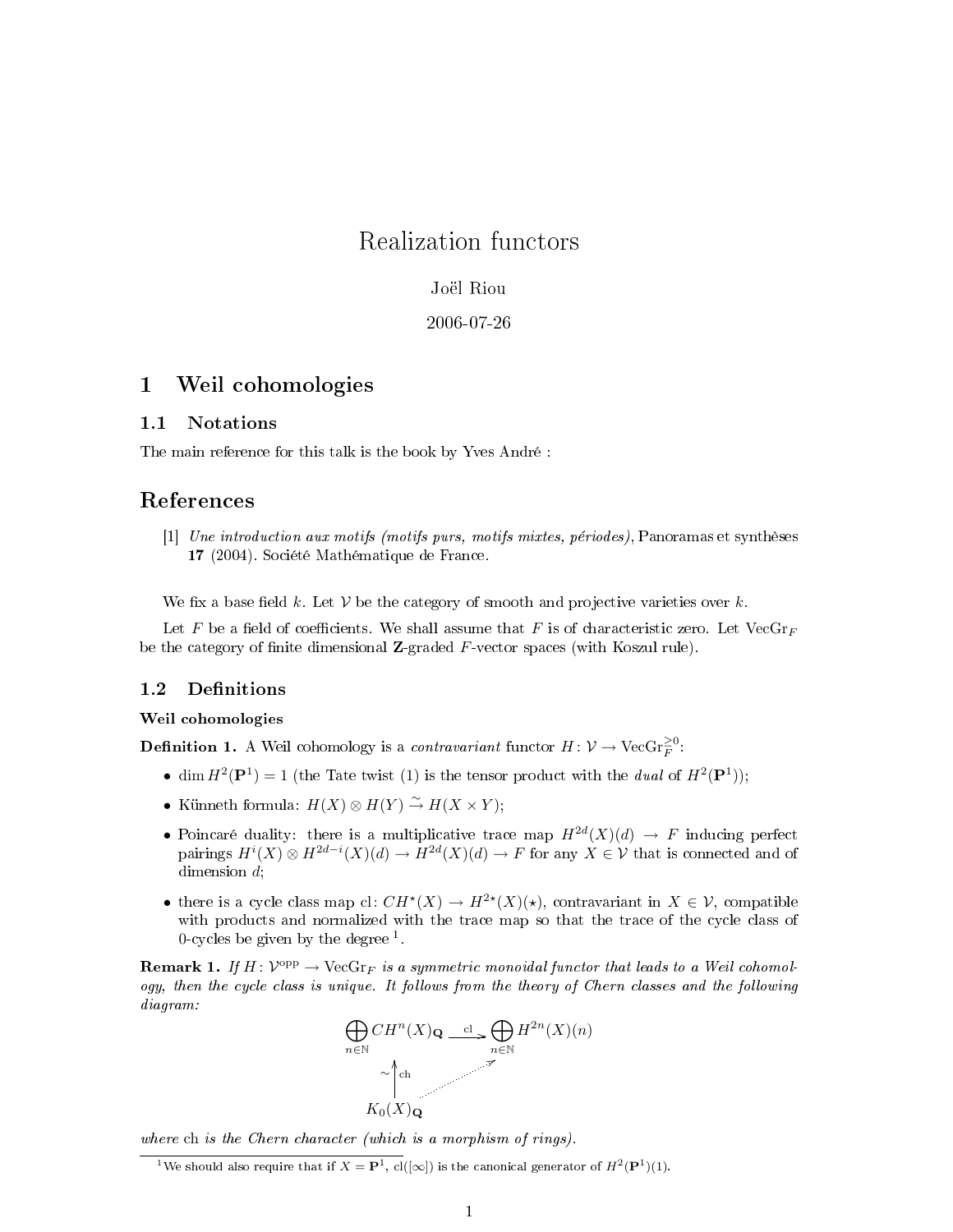# Realization functors

Joël Riou

2006-07-26

## 1 Weil cohomologies

### 1.1 Notations

The main reference for this talk is the book by Yves André :

## References

[1] *Une introduction aux motifs (motifs purs, motifs mixtes, périodes)*, Panoramas et synthèses **17** (2004). Société Mathématique de France.

We fix a base field $k$. Let $\mathcal{V}$ be the category of smooth and projective varieties over $k$.

Let $F$ be a field of coefficients. We shall assume that $F$ is of characteristic zero. Let $\mathrm{VecGr}_F$ be the category of finite dimensional $\mathbf{Z}$-graded $F$-vector spaces (with Koszul rule).

### 1.2 Definitions

#### Weil cohomologies

**Definition 1.** A Weil cohomology is a *contravariant* functor $H\colon \mathcal{V} \to \mathrm{VecGr}_F^{\geq 0}$:

- $\dim H^2(\mathbf{P}^1) = 1$ (the Tate twist (1) is the tensor product with the *dual* of $H^2(\mathbf{P}^1)$);
- Künneth formula: $H(X) \otimes H(Y) \xrightarrow{\sim} H(X \times Y)$;
- Poincaré duality: there is a multiplicative trace map $H^{2d}(X)(d) \to F$ inducing perfect pairings $H^i(X) \otimes H^{2d-i}(X)(d) \to H^{2d}(X)(d) \to F$ for any $X \in \mathcal{V}$ that is connected and of dimension $d$;
- there is a cycle class map $\mathrm{cl}\colon CH^\star(X) \to H^{2\star}(X)(\star)$, contravariant in $X \in \mathcal{V}$, compatible with products and normalized with the trace map so that the trace of the cycle class of 0-cycles be given by the degree [1].

**Remark 1.** *If $H\colon \mathcal{V}^{\mathrm{opp}} \to \mathrm{VecGr}_F$ is a symmetric monoidal functor that leads to a Weil cohomology, then the cycle class is unique. It follows from the theory of Chern classes and the following diagram:*

$$
\begin{array}{ccc}
\bigoplus_{n\in\mathbb{N}} CH^n(X)_{\mathbf{Q}} & \xrightarrow{\mathrm{cl}} & \bigoplus_{n\in\mathbb{N}} H^{2n}(X)(n) \\
\sim \uparrow \mathrm{ch} & \nearrow & \\
K_0(X)_{\mathbf{Q}} & &
\end{array}
$$

*where* ch *is the Chern character (which is a morphism of rings).*

[1] We should also require that if $X = \mathbf{P}^1$, $\mathrm{cl}([\infty])$ is the canonical generator of $H^2(\mathbf{P}^1)(1)$.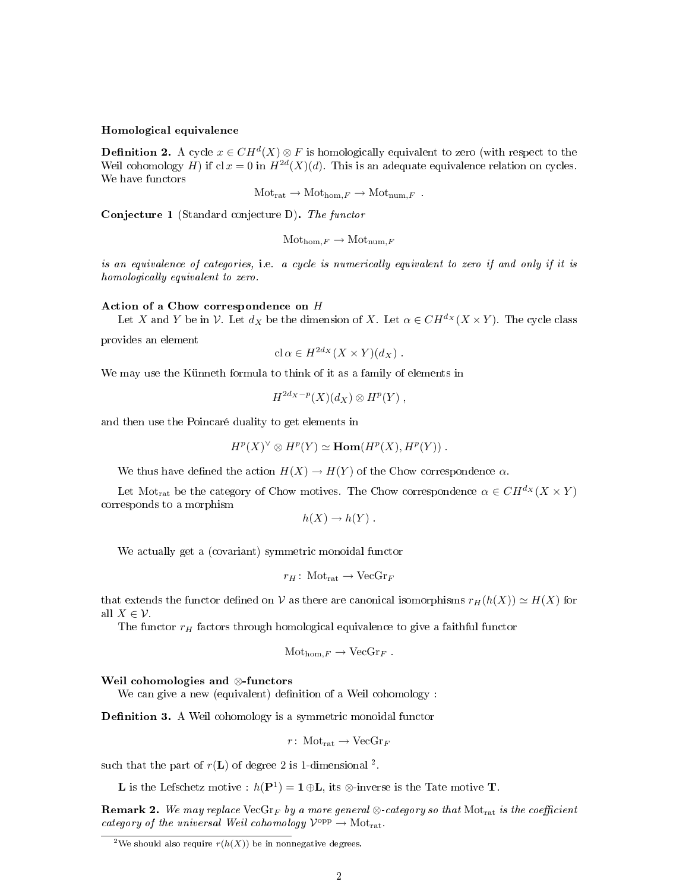**Homological equivalence**

**Definition 2.** A cycle $x \in CH^d(X) \otimes F$ is homologically equivalent to zero (with respect to the Weil cohomology $H$) if $\mathrm{cl}\, x = 0$ in $H^{2d}(X)(d)$. This is an adequate equivalence relation on cycles. We have functors

$$\mathrm{Mot}_{\mathrm{rat}} \to \mathrm{Mot}_{\mathrm{hom},F} \to \mathrm{Mot}_{\mathrm{num},F} \ .$$

**Conjecture 1** (Standard conjecture D)**.** *The functor*

$$\mathrm{Mot}_{\mathrm{hom},F} \to \mathrm{Mot}_{\mathrm{num},F}$$

*is an equivalence of categories,* i.e. *a cycle is numerically equivalent to zero if and only if it is homologically equivalent to zero.*

**Action of a Chow correspondence on $H$**

Let $X$ and $Y$ be in $\mathcal{V}$. Let $d_X$ be the dimension of $X$. Let $\alpha \in CH^{d_X}(X \times Y)$. The cycle class provides an element

$$\mathrm{cl}\, \alpha \in H^{2d_X}(X \times Y)(d_X) \ .$$

We may use the Künneth formula to think of it as a family of elements in

$$H^{2d_X - p}(X)(d_X) \otimes H^p(Y) \ ,$$

and then use the Poincaré duality to get elements in

$$H^p(X)^\vee \otimes H^p(Y) \simeq \mathbf{Hom}(H^p(X), H^p(Y)) \ .$$

We thus have defined the action $H(X) \to H(Y)$ of the Chow correspondence $\alpha$.

Let $\mathrm{Mot}_{\mathrm{rat}}$ be the category of Chow motives. The Chow correspondence $\alpha \in CH^{d_X}(X \times Y)$ corresponds to a morphism

$$h(X) \to h(Y) \ .$$

We actually get a (covariant) symmetric monoidal functor

$$r_H \colon \mathrm{Mot}_{\mathrm{rat}} \to \mathrm{VecGr}_F$$

that extends the functor defined on $\mathcal{V}$ as there are canonical isomorphisms $r_H(h(X)) \simeq H(X)$ for all $X \in \mathcal{V}$.

The functor $r_H$ factors through homological equivalence to give a faithful functor

$$\mathrm{Mot}_{\mathrm{hom},F} \to \mathrm{VecGr}_F \ .$$

**Weil cohomologies and $\otimes$-functors**

We can give a new (equivalent) definition of a Weil cohomology :

**Definition 3.** A Weil cohomology is a symmetric monoidal functor

$$r \colon \mathrm{Mot}_{\mathrm{rat}} \to \mathrm{VecGr}_F$$

such that the part of $r(\mathbf{L})$ of degree 2 is 1-dimensional [2].

$\mathbf{L}$ is the Lefschetz motive : $h(\mathbf{P}^1) = \mathbf{1} \oplus \mathbf{L}$, its $\otimes$-inverse is the Tate motive $\mathbf{T}$.

**Remark 2.** *We may replace $\mathrm{VecGr}_F$ by a more general $\otimes$-category so that $\mathrm{Mot}_{\mathrm{rat}}$ is the coefficient category of the universal Weil cohomology $\mathcal{V}^{\mathrm{opp}} \to \mathrm{Mot}_{\mathrm{rat}}$.*

[2] We should also require $r(h(X))$ be in nonnegative degrees.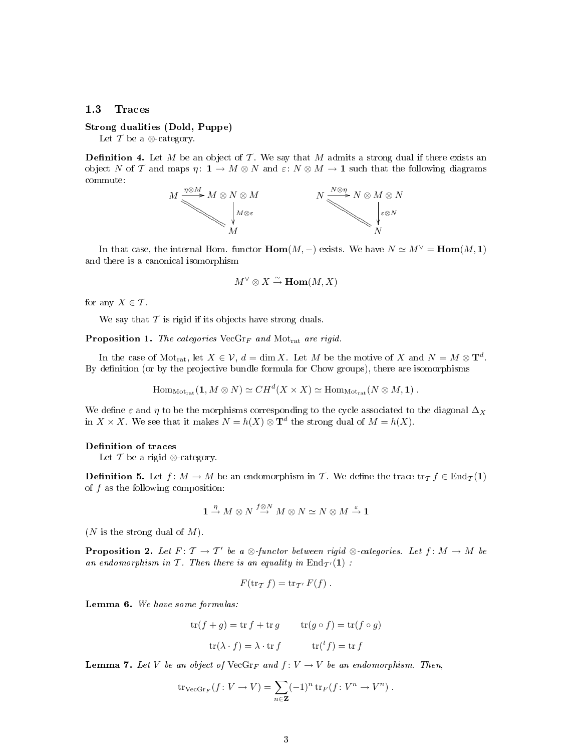### 1.3 Traces

**Strong dualities (Dold, Puppe)**

Let $\mathcal{T}$ be a $\otimes$-category.

**Definition 4.** Let $M$ be an object of $\mathcal{T}$. We say that $M$ admits a strong dual if there exists an object $N$ of $\mathcal{T}$ and maps $\eta\colon \mathbf{1} \to M \otimes N$ and $\varepsilon\colon N \otimes M \to \mathbf{1}$ such that the following diagrams commute:

$$
\begin{array}{ccc}
M & \xrightarrow{\eta \otimes M} & M \otimes N \otimes M \\
& \searrow^{=} & \downarrow{\scriptstyle M \otimes \varepsilon} \\
& & M
\end{array}
\qquad\qquad
\begin{array}{ccc}
N & \xrightarrow{N \otimes \eta} & N \otimes M \otimes N \\
& \searrow^{=} & \downarrow{\scriptstyle \varepsilon \otimes N} \\
& & N
\end{array}
$$

In that case, the internal Hom. functor $\mathbf{Hom}(M, -)$ exists. We have $N \simeq M^\vee = \mathbf{Hom}(M, \mathbf{1})$ and there is a canonical isomorphism

$$M^\vee \otimes X \xrightarrow{\sim} \mathbf{Hom}(M, X)$$

for any $X \in \mathcal{T}$.

We say that $\mathcal{T}$ is rigid if its objects have strong duals.

**Proposition 1.** *The categories* $\mathrm{VecGr}_F$ *and* $\mathrm{Mot}_{\mathrm{rat}}$ *are rigid.*

In the case of $\mathrm{Mot}_{\mathrm{rat}}$, let $X \in \mathcal{V}$, $d = \dim X$. Let $M$ be the motive of $X$ and $N = M \otimes \mathbf{T}^d$. By definition (or by the projective bundle formula for Chow groups), there are isomorphisms

$$\mathrm{Hom}_{\mathrm{Mot}_{\mathrm{rat}}}(\mathbf{1}, M \otimes N) \simeq CH^d(X \times X) \simeq \mathrm{Hom}_{\mathrm{Mot}_{\mathrm{rat}}}(N \otimes M, \mathbf{1}) \ .$$

We define $\varepsilon$ and $\eta$ to be the morphisms corresponding to the cycle associated to the diagonal $\Delta_X$ in $X \times X$. We see that it makes $N = h(X) \otimes \mathbf{T}^d$ the strong dual of $M = h(X)$.

**Definition of traces**

Let $\mathcal{T}$ be a rigid $\otimes$-category.

**Definition 5.** Let $f\colon M \to M$ be an endomorphism in $\mathcal{T}$. We define the trace $\mathrm{tr}_{\mathcal{T}} f \in \mathrm{End}_{\mathcal{T}}(\mathbf{1})$ of $f$ as the following composition:

$$\mathbf{1} \xrightarrow{\eta} M \otimes N \xrightarrow{f \otimes N} M \otimes N \simeq N \otimes M \xrightarrow{\varepsilon} \mathbf{1}$$

($N$ is the strong dual of $M$).

**Proposition 2.** *Let* $F\colon \mathcal{T} \to \mathcal{T}'$ *be a* $\otimes$*-functor between rigid* $\otimes$*-categories. Let* $f\colon M \to M$ *be an endomorphism in* $\mathcal{T}$*. Then there is an equality in* $\mathrm{End}_{\mathcal{T}'}(\mathbf{1})$ *:*

$$F(\mathrm{tr}_{\mathcal{T}} f) = \mathrm{tr}_{\mathcal{T}'} F(f) \ .$$

**Lemma 6.** *We have some formulas:*

$$\mathrm{tr}(f + g) = \mathrm{tr}\, f + \mathrm{tr}\, g \qquad \mathrm{tr}(g \circ f) = \mathrm{tr}(f \circ g)$$

$$\mathrm{tr}(\lambda \cdot f) = \lambda \cdot \mathrm{tr}\, f \qquad \mathrm{tr}({}^t f) = \mathrm{tr}\, f$$

**Lemma 7.** *Let* $V$ *be an object of* $\mathrm{VecGr}_F$ *and* $f\colon V \to V$ *be an endomorphism. Then,*

$$\mathrm{tr}_{\mathrm{VecGr}_F}(f\colon V \to V) = \sum_{n \in \mathbf{Z}} (-1)^n \, \mathrm{tr}_F(f\colon V^n \to V^n) \ .$$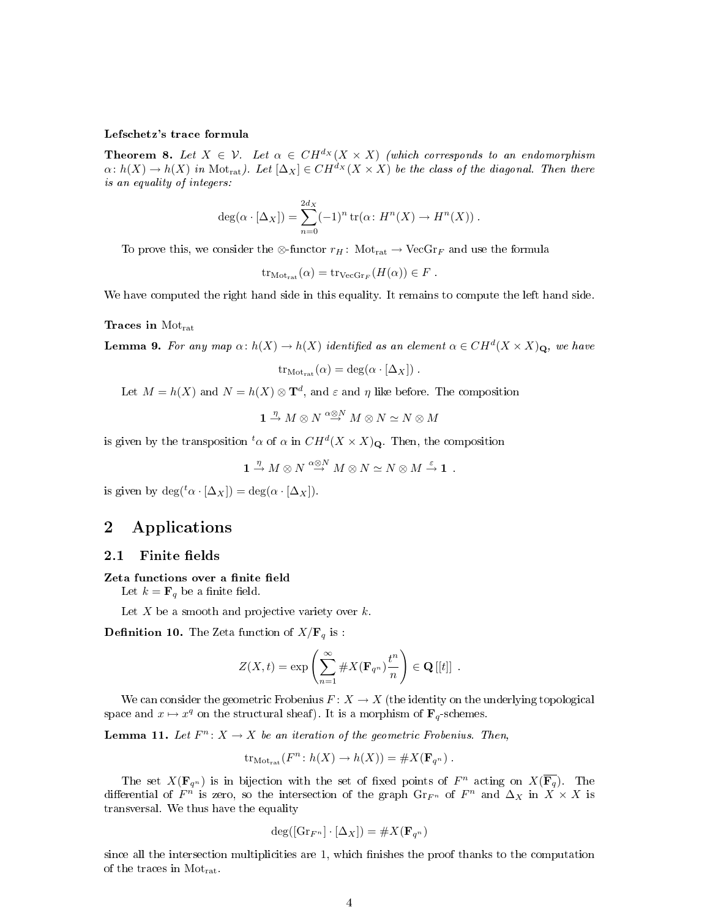**Lefschetz's trace formula**

**Theorem 8.** *Let $X \in \mathcal{V}$. Let $\alpha \in CH^{d_X}(X \times X)$ (which corresponds to an endomorphism $\alpha\colon h(X) \to h(X)$ in $\mathrm{Mot}_{\mathrm{rat}}$). Let $[\Delta_X] \in CH^{d_X}(X \times X)$ be the class of the diagonal. Then there is an equality of integers:*

$$\deg(\alpha \cdot [\Delta_X]) = \sum_{n=0}^{2d_X} (-1)^n \operatorname{tr}(\alpha\colon H^n(X) \to H^n(X)) \ .$$

To prove this, we consider the $\otimes$-functor $r_H\colon \mathrm{Mot}_{\mathrm{rat}} \to \mathrm{VecGr}_F$ and use the formula

$$\operatorname{tr}_{\mathrm{Mot}_{\mathrm{rat}}}(\alpha) = \operatorname{tr}_{\mathrm{VecGr}_F}(H(\alpha)) \in F \ .$$

We have computed the right hand side in this equality. It remains to compute the left hand side.

**Traces in $\mathrm{Mot}_{\mathrm{rat}}$**

**Lemma 9.** *For any map $\alpha\colon h(X) \to h(X)$ identified as an element $\alpha \in CH^d(X \times X)_{\mathbf{Q}}$, we have*

$$\operatorname{tr}_{\mathrm{Mot}_{\mathrm{rat}}}(\alpha) = \deg(\alpha \cdot [\Delta_X]) \ .$$

Let $M = h(X)$ and $N = h(X) \otimes \mathbf{T}^d$, and $\varepsilon$ and $\eta$ like before. The composition

$$\mathbf{1} \xrightarrow{\eta} M \otimes N \xrightarrow{\alpha \otimes N} M \otimes N \simeq N \otimes M$$

is given by the transposition ${}^t\alpha$ of $\alpha$ in $CH^d(X \times X)_{\mathbf{Q}}$. Then, the composition

$$\mathbf{1} \xrightarrow{\eta} M \otimes N \xrightarrow{\alpha \otimes N} M \otimes N \simeq N \otimes M \xrightarrow{\varepsilon} \mathbf{1} \ .$$

is given by $\deg({}^t\alpha \cdot [\Delta_X]) = \deg(\alpha \cdot [\Delta_X])$.

# 2 Applications

## 2.1 Finite fields

**Zeta functions over a finite field**

Let $k = \mathbf{F}_q$ be a finite field.

Let $X$ be a smooth and projective variety over $k$.

**Definition 10.** The Zeta function of $X/\mathbf{F}_q$ is :

$$Z(X,t) = \exp\left(\sum_{n=1}^{\infty} \#X(\mathbf{F}_{q^n}) \frac{t^n}{n}\right) \in \mathbf{Q}\left[[t]\right] \ .$$

We can consider the geometric Frobenius $F\colon X \to X$ (the identity on the underlying topological space and $x \mapsto x^q$ on the structural sheaf). It is a morphism of $\mathbf{F}_q$-schemes.

**Lemma 11.** *Let $F^n\colon X \to X$ be an iteration of the geometric Frobenius. Then,*

$$\operatorname{tr}_{\mathrm{Mot}_{\mathrm{rat}}}(F^n\colon h(X) \to h(X)) = \#X(\mathbf{F}_{q^n}) \ .$$

The set $X(\mathbf{F}_{q^n})$ is in bijection with the set of fixed points of $F^n$ acting on $X(\overline{\mathbf{F}_q})$. The differential of $F^n$ is zero, so the intersection of the graph $\mathrm{Gr}_{F^n}$ of $F^n$ and $\Delta_X$ in $X \times X$ is transversal. We thus have the equality

$$\deg([\mathrm{Gr}_{F^n}] \cdot [\Delta_X]) = \#X(\mathbf{F}_{q^n})$$

since all the intersection multiplicities are 1, which finishes the proof thanks to the computation of the traces in $\mathrm{Mot}_{\mathrm{rat}}$.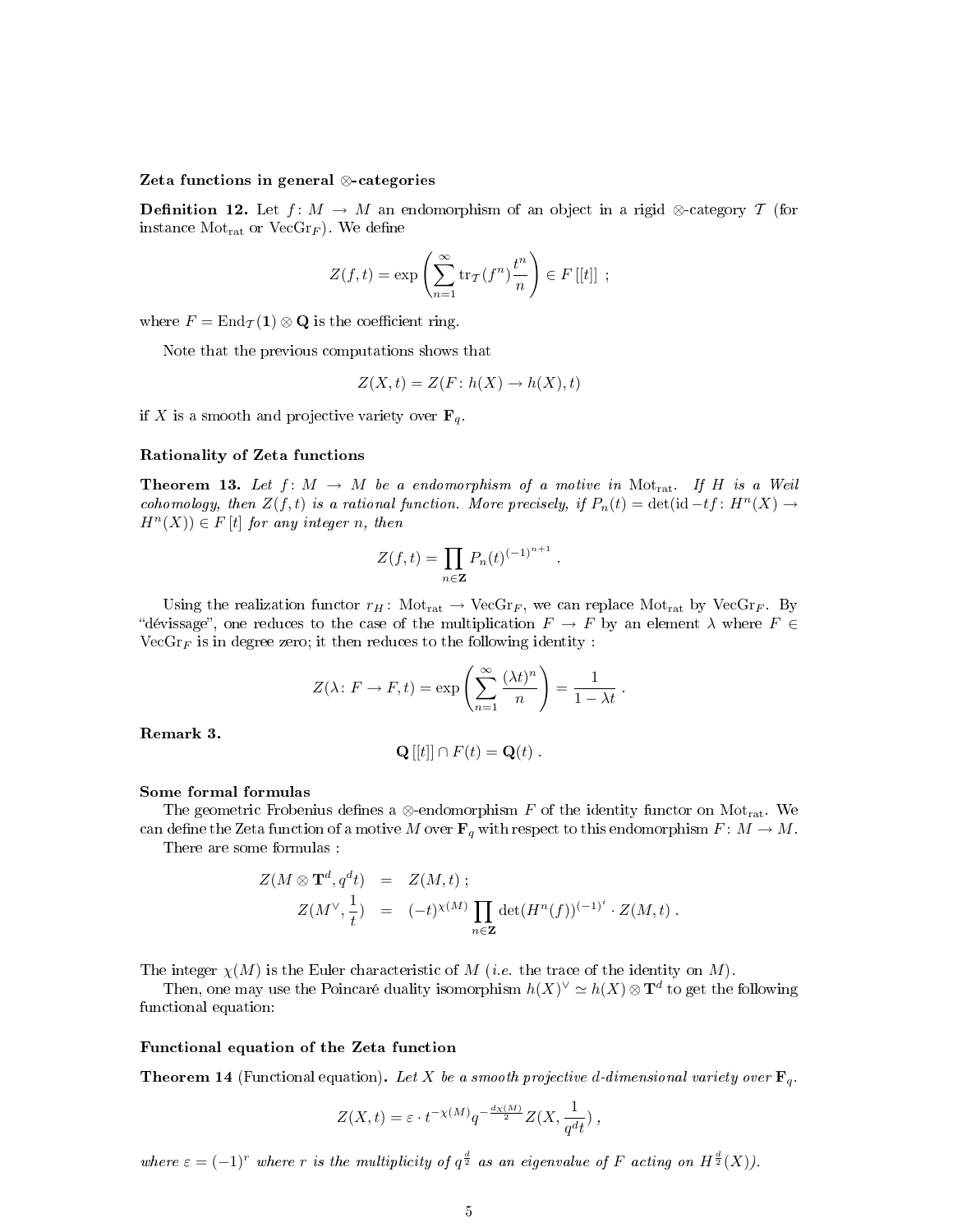### Zeta functions in general ⊗-categories

**Definition 12.** Let $f\colon M \to M$ an endomorphism of an object in a rigid ⊗-category $\mathcal{T}$ (for instance $\mathrm{Mot}_{\mathrm{rat}}$ or $\mathrm{VecGr}_F$). We define

$$Z(f,t) = \exp\left(\sum_{n=1}^{\infty} \mathrm{tr}_{\mathcal{T}}(f^n)\frac{t^n}{n}\right) \in F\,[[t]] \ ;$$

where $F = \mathrm{End}_{\mathcal{T}}(\mathbf{1}) \otimes \mathbf{Q}$ is the coefficient ring.

Note that the previous computations shows that

$$Z(X,t) = Z(F\colon h(X) \to h(X), t)$$

if $X$ is a smooth and projective variety over $\mathbf{F}_q$.

### Rationality of Zeta functions

**Theorem 13.** *Let $f\colon M \to M$ be a endomorphism of a motive in $\mathrm{Mot}_{\mathrm{rat}}$. If $H$ is a Weil cohomology, then $Z(f,t)$ is a rational function. More precisely, if $P_n(t) = \det(\mathrm{id} - tf\colon H^n(X) \to H^n(X)) \in F\,[t]$ for any integer $n$, then*

$$Z(f,t) = \prod_{n\in\mathbf{Z}} P_n(t)^{(-1)^{n+1}} \ .$$

Using the realization functor $r_H\colon \mathrm{Mot}_{\mathrm{rat}} \to \mathrm{VecGr}_F$, we can replace $\mathrm{Mot}_{\mathrm{rat}}$ by $\mathrm{VecGr}_F$. By "dévissage", one reduces to the case of the multiplication $F \to F$ by an element $\lambda$ where $F \in \mathrm{VecGr}_F$ is in degree zero; it then reduces to the following identity :

$$Z(\lambda\colon F \to F, t) = \exp\left(\sum_{n=1}^{\infty} \frac{(\lambda t)^n}{n}\right) = \frac{1}{1-\lambda t} \ .$$

**Remark 3.**

$$\mathbf{Q}\,[[t]] \cap F(t) = \mathbf{Q}(t) \ .$$

### Some formal formulas

The geometric Frobenius defines a ⊗-endomorphism $F$ of the identity functor on $\mathrm{Mot}_{\mathrm{rat}}$. We can define the Zeta function of a motive $M$ over $\mathbf{F}_q$ with respect to this endomorphism $F\colon M \to M$.

There are some formulas :

$$\begin{aligned}
Z(M \otimes \mathbf{T}^d, q^d t) &= Z(M,t) \ ; \\
Z(M^\vee, \frac{1}{t}) &= (-t)^{\chi(M)} \prod_{n\in\mathbf{Z}} \det(H^n(f))^{(-1)^i} \cdot Z(M,t) \ .
\end{aligned}$$

The integer $\chi(M)$ is the Euler characteristic of $M$ (*i.e.* the trace of the identity on $M$).

Then, one may use the Poincaré duality isomorphism $h(X)^\vee \simeq h(X) \otimes \mathbf{T}^d$ to get the following functional equation:

### Functional equation of the Zeta function

**Theorem 14** (Functional equation)**.** *Let $X$ be a smooth projective $d$-dimensional variety over $\mathbf{F}_q$.*

$$Z(X,t) = \varepsilon \cdot t^{-\chi(M)} q^{-\frac{d\chi(M)}{2}} Z(X, \frac{1}{q^d t}) \ ,$$

*where $\varepsilon = (-1)^r$ where $r$ is the multiplicity of $q^{\frac{d}{2}}$ as an eigenvalue of $F$ acting on $H^{\frac{d}{2}}(X)$).*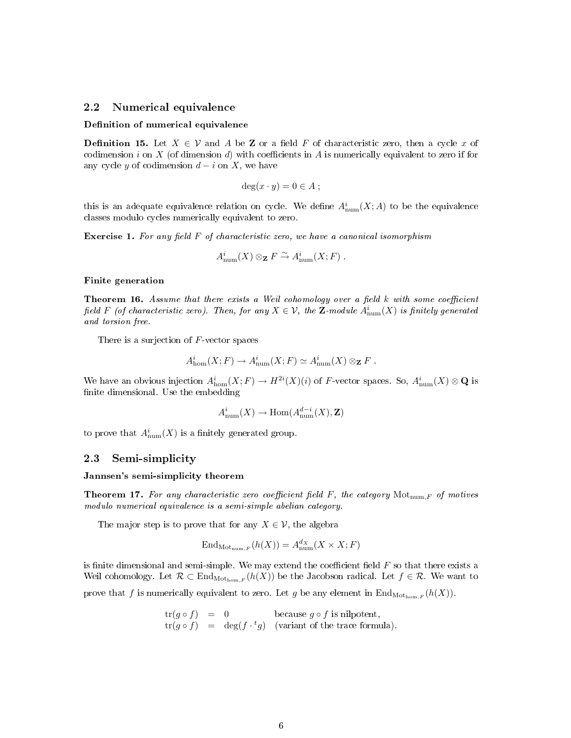## 2.2 Numerical equivalence

### Definition of numerical equivalence

**Definition 15.** Let $X \in \mathcal{V}$ and $A$ be $\mathbf{Z}$ or a field $F$ of characteristic zero, then a cycle $x$ of codimension $i$ on $X$ (of dimension $d$) with coefficients in $A$ is numerically equivalent to zero if for any cycle $y$ of codimension $d-i$ on $X$, we have

$$\deg(x \cdot y) = 0 \in A ;$$

this is an adequate equivalence relation on cycle. We define $A^i_{\mathrm{num}}(X; A)$ to be the equivalence classes modulo cycles numerically equivalent to zero.

**Exercise 1.** *For any field $F$ of characteristic zero, we have a canonical isomorphism*

$$A^i_{\mathrm{num}}(X) \otimes_{\mathbf{Z}} F \xrightarrow{\sim} A^i_{\mathrm{num}}(X; F) .$$

### Finite generation

**Theorem 16.** *Assume that there exists a Weil cohomology over a field $k$ with some coefficient field $F$ (of characteristic zero). Then, for any $X \in \mathcal{V}$, the $\mathbf{Z}$-module $A^i_{\mathrm{num}}(X)$ is finitely generated and torsion free.*

There is a surjection of $F$-vector spaces

$$A^i_{\mathrm{hom}}(X; F) \to A^i_{\mathrm{num}}(X; F) \simeq A^i_{\mathrm{num}}(X) \otimes_{\mathbf{Z}} F .$$

We have an obvious injection $A^i_{\mathrm{hom}}(X; F) \to H^{2i}(X)(i)$ of $F$-vector spaces. So, $A^i_{\mathrm{num}}(X) \otimes \mathbf{Q}$ is finite dimensional. Use the embedding

$$A^i_{\mathrm{num}}(X) \to \mathrm{Hom}(A^{d-i}_{\mathrm{num}}(X), \mathbf{Z})$$

to prove that $A^i_{\mathrm{num}}(X)$ is a finitely generated group.

## 2.3 Semi-simplicity

### Jannsen's semi-simplicity theorem

**Theorem 17.** *For any characteristic zero coefficient field $F$, the category $\mathrm{Mot}_{\mathrm{num},F}$ of motives modulo numerical equivalence is a semi-simple abelian category.*

The major step is to prove that for any $X \in \mathcal{V}$, the algebra

$$\mathrm{End}_{\mathrm{Mot}_{\mathrm{num},F}}(h(X)) = A^{d_X}_{\mathrm{num}}(X \times X; F)$$

is finite dimensional and semi-simple. We may extend the coefficient field $F$ so that there exists a Weil cohomology. Let $\mathcal{R} \subset \mathrm{End}_{\mathrm{Mot}_{\mathrm{hom},F}}(h(X))$ be the Jacobson radical. Let $f \in \mathcal{R}$. We want to prove that $f$ is numerically equivalent to zero. Let $g$ be any element in $\mathrm{End}_{\mathrm{Mot}_{\mathrm{hom},F}}(h(X))$.

$$\begin{aligned}
\mathrm{tr}(g \circ f) &= 0 && \text{because } g \circ f \text{ is nilpotent,} \\
\mathrm{tr}(g \circ f) &= \deg(f \cdot {}^t g) && \text{(variant of the trace formula).}
\end{aligned}$$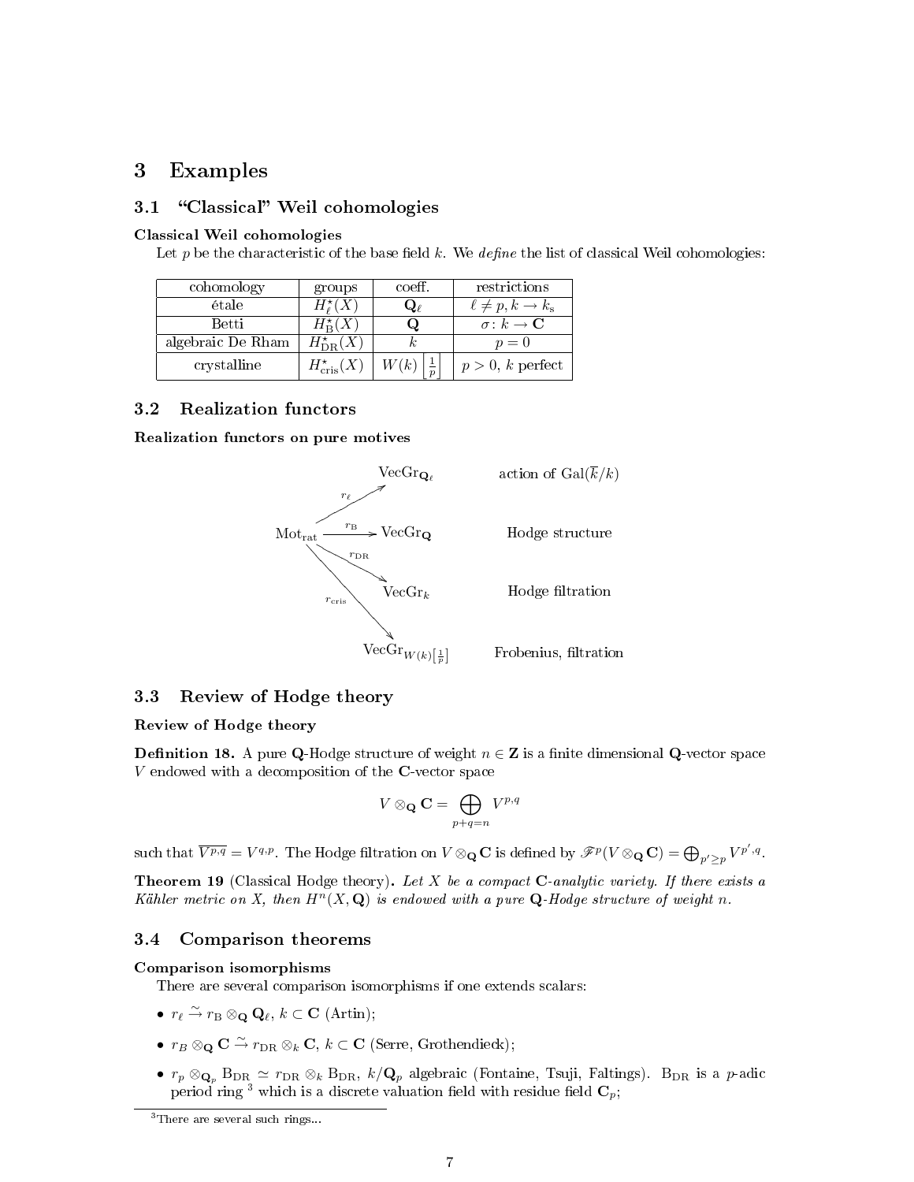## 3 Examples

### 3.1 "Classical" Weil cohomologies

**Classical Weil cohomologies**

Let $p$ be the characteristic of the base field $k$. We *define* the list of classical Weil cohomologies:

| cohomology | groups | coeff. | restrictions |
|---|---|---|---|
| étale | $H^\star_\ell(X)$ | $\mathbf{Q}_\ell$ | $\ell \neq p, k \to k_s$ |
| Betti | $H^\star_{\mathrm{B}}(X)$ | $\mathbf{Q}$ | $\sigma\colon k \to \mathbf{C}$ |
| algebraic De Rham | $H^\star_{\mathrm{DR}}(X)$ | $k$ | $p = 0$ |
| crystalline | $H^\star_{\mathrm{cris}}(X)$ | $W(k)\left[\frac{1}{p}\right]$ | $p > 0$, $k$ perfect |

### 3.2 Realization functors

**Realization functors on pure motives**

$$\mathrm{Mot}_{\mathrm{rat}} \xrightarrow{r_\ell} \mathrm{VecGr}_{\mathbf{Q}_\ell} \qquad \text{action of } \mathrm{Gal}(\overline{k}/k)$$

$$\mathrm{Mot}_{\mathrm{rat}} \xrightarrow{r_{\mathrm{B}}} \mathrm{VecGr}_{\mathbf{Q}} \qquad \text{Hodge structure}$$

$$\mathrm{Mot}_{\mathrm{rat}} \xrightarrow{r_{\mathrm{DR}}} \mathrm{VecGr}_{k} \qquad \text{Hodge filtration}$$

$$\mathrm{Mot}_{\mathrm{rat}} \xrightarrow{r_{\mathrm{cris}}} \mathrm{VecGr}_{W(k)[\frac{1}{p}]} \qquad \text{Frobenius, filtration}$$

### 3.3 Review of Hodge theory

**Review of Hodge theory**

**Definition 18.** A pure $\mathbf{Q}$-Hodge structure of weight $n \in \mathbf{Z}$ is a finite dimensional $\mathbf{Q}$-vector space $V$ endowed with a decomposition of the $\mathbf{C}$-vector space

$$V \otimes_{\mathbf{Q}} \mathbf{C} = \bigoplus_{p+q=n} V^{p,q}$$

such that $\overline{V^{p,q}} = V^{q,p}$. The Hodge filtration on $V \otimes_{\mathbf{Q}} \mathbf{C}$ is defined by $\mathscr{F}^p(V \otimes_{\mathbf{Q}} \mathbf{C}) = \bigoplus_{p' \geq p} V^{p',q}$.

**Theorem 19** (Classical Hodge theory)**.** *Let $X$ be a compact $\mathbf{C}$-analytic variety. If there exists a Kähler metric on $X$, then $H^n(X, \mathbf{Q})$ is endowed with a pure $\mathbf{Q}$-Hodge structure of weight $n$.*

### 3.4 Comparison theorems

**Comparison isomorphisms**

There are several comparison isomorphisms if one extends scalars:

- $r_\ell \xrightarrow{\sim} r_{\mathrm{B}} \otimes_{\mathbf{Q}} \mathbf{Q}_\ell$, $k \subset \mathbf{C}$ (Artin);
- $r_B \otimes_{\mathbf{Q}} \mathbf{C} \xrightarrow{\sim} r_{\mathrm{DR}} \otimes_k \mathbf{C}$, $k \subset \mathbf{C}$ (Serre, Grothendieck);
- $r_p \otimes_{\mathbf{Q}_p} \mathrm{B}_{\mathrm{DR}} \simeq r_{\mathrm{DR}} \otimes_k \mathrm{B}_{\mathrm{DR}}$, $k/\mathbf{Q}_p$ algebraic (Fontaine, Tsuji, Faltings). $\mathrm{B}_{\mathrm{DR}}$ is a $p$-adic period ring [3] which is a discrete valuation field with residue field $\mathbf{C}_p$;

[3] There are several such rings...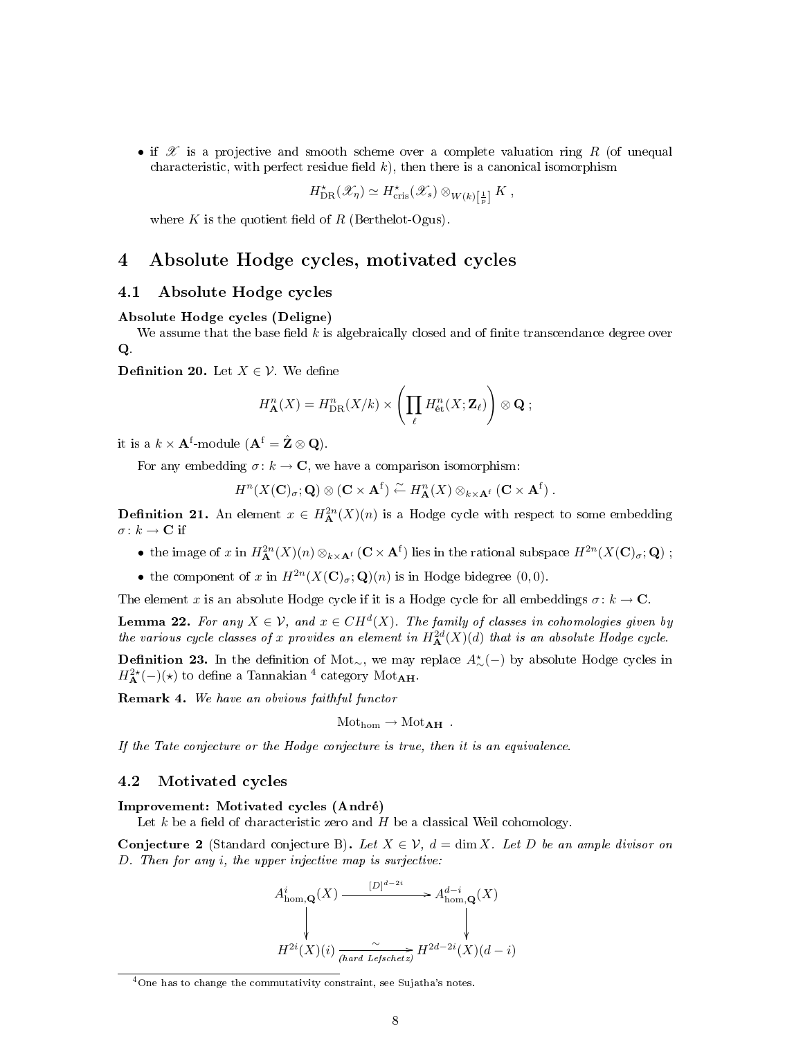- if $\mathscr{X}$ is a projective and smooth scheme over a complete valuation ring $R$ (of unequal characteristic, with perfect residue field $k$), then there is a canonical isomorphism

$$H^{\star}_{\mathrm{DR}}(\mathscr{X}_{\eta}) \simeq H^{\star}_{\mathrm{cris}}(\mathscr{X}_s) \otimes_{W(k)[\frac{1}{p}]} K \ ,$$

  where $K$ is the quotient field of $R$ (Berthelot-Ogus).

# 4 Absolute Hodge cycles, motivated cycles

## 4.1 Absolute Hodge cycles

**Absolute Hodge cycles (Deligne)**

We assume that the base field $k$ is algebraically closed and of finite transcendance degree over $\mathbf{Q}$.

**Definition 20.** Let $X \in \mathcal{V}$. We define

$$H^n_{\mathbf{A}}(X) = H^n_{\mathrm{DR}}(X/k) \times \left( \prod_{\ell} H^n_{\text{ét}}(X; \mathbf{Z}_{\ell}) \right) \otimes \mathbf{Q} \ ;$$

it is a $k \times \mathbf{A}^{\mathrm{f}}$-module ($\mathbf{A}^{\mathrm{f}} = \hat{\mathbf{Z}} \otimes \mathbf{Q}$).

For any embedding $\sigma \colon k \to \mathbf{C}$, we have a comparison isomorphism:

$$H^n(X(\mathbf{C})_{\sigma}; \mathbf{Q}) \otimes (\mathbf{C} \times \mathbf{A}^{\mathrm{f}}) \xleftarrow{\sim} H^n_{\mathbf{A}}(X) \otimes_{k \times \mathbf{A}^{\mathrm{f}}} (\mathbf{C} \times \mathbf{A}^{\mathrm{f}}) \ .$$

**Definition 21.** An element $x \in H^{2n}_{\mathbf{A}}(X)(n)$ is a Hodge cycle with respect to some embedding $\sigma \colon k \to \mathbf{C}$ if

- the image of $x$ in $H^{2n}_{\mathbf{A}}(X)(n) \otimes_{k \times \mathbf{A}^{\mathrm{f}}} (\mathbf{C} \times \mathbf{A}^{\mathrm{f}})$ lies in the rational subspace $H^{2n}(X(\mathbf{C})_{\sigma}; \mathbf{Q})$ ;
- the component of $x$ in $H^{2n}(X(\mathbf{C})_{\sigma}; \mathbf{Q})(n)$ is in Hodge bidegree $(0, 0)$.

The element $x$ is an absolute Hodge cycle if it is a Hodge cycle for all embeddings $\sigma \colon k \to \mathbf{C}$.

**Lemma 22.** *For any $X \in \mathcal{V}$, and $x \in CH^d(X)$. The family of classes in cohomologies given by the various cycle classes of $x$ provides an element in $H^{2d}_{\mathbf{A}}(X)(d)$ that is an absolute Hodge cycle.*

**Definition 23.** In the definition of $\mathrm{Mot}_{\sim}$, we may replace $A^{\star}_{\sim}(-)$ by absolute Hodge cycles in $H^{2\star}_{\mathbf{A}}(-)(\star)$ to define a Tannakian [4] category $\mathrm{Mot}_{\mathbf{AH}}$.

**Remark 4.** *We have an obvious faithful functor*

$$\mathrm{Mot}_{\mathrm{hom}} \to \mathrm{Mot}_{\mathbf{AH}} \ .$$

*If the Tate conjecture or the Hodge conjecture is true, then it is an equivalence.*

## 4.2 Motivated cycles

**Improvement: Motivated cycles (André)**

Let $k$ be a field of characteristic zero and $H$ be a classical Weil cohomology.

**Conjecture 2** (Standard conjecture B)**.** *Let $X \in \mathcal{V}$, $d = \dim X$. Let $D$ be an ample divisor on $D$. Then for any $i$, the upper injective map is surjective:*

$$\begin{array}{ccc} A^i_{\mathrm{hom},\mathbf{Q}}(X) & \xrightarrow{[D]^{d-2i}} & A^{d-i}_{\mathrm{hom},\mathbf{Q}}(X) \\ \downarrow & & \downarrow \\ H^{2i}(X)(i) & \xrightarrow[\text{(hard Lefschetz)}]{\sim} & H^{2d-2i}(X)(d-i) \end{array}$$

[4] One has to change the commutativity constraint, see Sujatha's notes.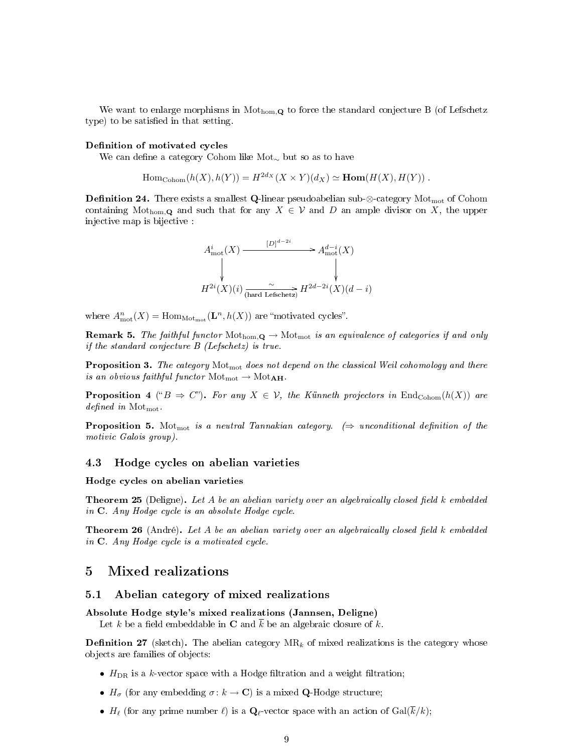We want to enlarge morphisms in $\mathrm{Mot}_{\mathrm{hom},\mathbf{Q}}$ to force the standard conjecture B (of Lefschetz type) to be satisfied in that setting.

**Definition of motivated cycles**

We can define a category Cohom like $\mathrm{Mot}_\sim$ but so as to have

$$\mathrm{Hom}_{\mathrm{Cohom}}(h(X), h(Y)) = H^{2d_X}(X \times Y)(d_X) \simeq \mathbf{Hom}(H(X), H(Y)) .$$

**Definition 24.** There exists a smallest $\mathbf{Q}$-linear pseudoabelian sub-$\otimes$-category $\mathrm{Mot}_{\mathrm{mot}}$ of Cohom containing $\mathrm{Mot}_{\mathrm{hom},\mathbf{Q}}$ and such that for any $X \in \mathcal{V}$ and $D$ an ample divisor on $X$, the upper injective map is bijective :

$$\begin{array}{ccc} A^i_{\mathrm{mot}}(X) & \xrightarrow{[D]^{d-2i}} & A^{d-i}_{\mathrm{mot}}(X) \\ \downarrow & & \downarrow \\ H^{2i}(X)(i) & \xrightarrow[\text{(hard Lefschetz)}]{\sim} & H^{2d-2i}(X)(d-i) \end{array}$$

where $A^n_{\mathrm{mot}}(X) = \mathrm{Hom}_{\mathrm{Mot}_{\mathrm{mot}}}(\mathbf{L}^n, h(X))$ are "motivated cycles".

**Remark 5.** *The faithful functor $\mathrm{Mot}_{\mathrm{hom},\mathbf{Q}} \to \mathrm{Mot}_{\mathrm{mot}}$ is an equivalence of categories if and only if the standard conjecture B (Lefschetz) is true.*

**Proposition 3.** *The category $\mathrm{Mot}_{\mathrm{mot}}$ does not depend on the classical Weil cohomology and there is an obvious faithful functor $\mathrm{Mot}_{\mathrm{mot}} \to \mathrm{Mot}_{\mathbf{AH}}$.*

**Proposition 4** ("$B \Rightarrow C$")**.** *For any $X \in \mathcal{V}$, the Künneth projectors in $\mathrm{End}_{\mathrm{Cohom}}(h(X))$ are defined in $\mathrm{Mot}_{\mathrm{mot}}$.*

**Proposition 5.** *$\mathrm{Mot}_{\mathrm{mot}}$ is a neutral Tannakian category. ($\Rightarrow$ unconditional definition of the motivic Galois group).*

### 4.3 Hodge cycles on abelian varieties

**Hodge cycles on abelian varieties**

**Theorem 25** (Deligne)**.** *Let $A$ be an abelian variety over an algebraically closed field $k$ embedded in $\mathbf{C}$. Any Hodge cycle is an absolute Hodge cycle.*

**Theorem 26** (André)**.** *Let $A$ be an abelian variety over an algebraically closed field $k$ embedded in $\mathbf{C}$. Any Hodge cycle is a motivated cycle.*

## 5 Mixed realizations

### 5.1 Abelian category of mixed realizations

**Absolute Hodge style's mixed realizations (Jannsen, Deligne)**

Let $k$ be a field embeddable in $\mathbf{C}$ and $\overline{k}$ be an algebraic closure of $k$.

**Definition 27** (sketch)**.** The abelian category $\mathrm{MR}_k$ of mixed realizations is the category whose objects are families of objects:

- $H_{\mathrm{DR}}$ is a $k$-vector space with a Hodge filtration and a weight filtration;
- $H_\sigma$ (for any embedding $\sigma\colon k \to \mathbf{C}$) is a mixed $\mathbf{Q}$-Hodge structure;
- $H_\ell$ (for any prime number $\ell$) is a $\mathbf{Q}_\ell$-vector space with an action of $\mathrm{Gal}(\overline{k}/k)$;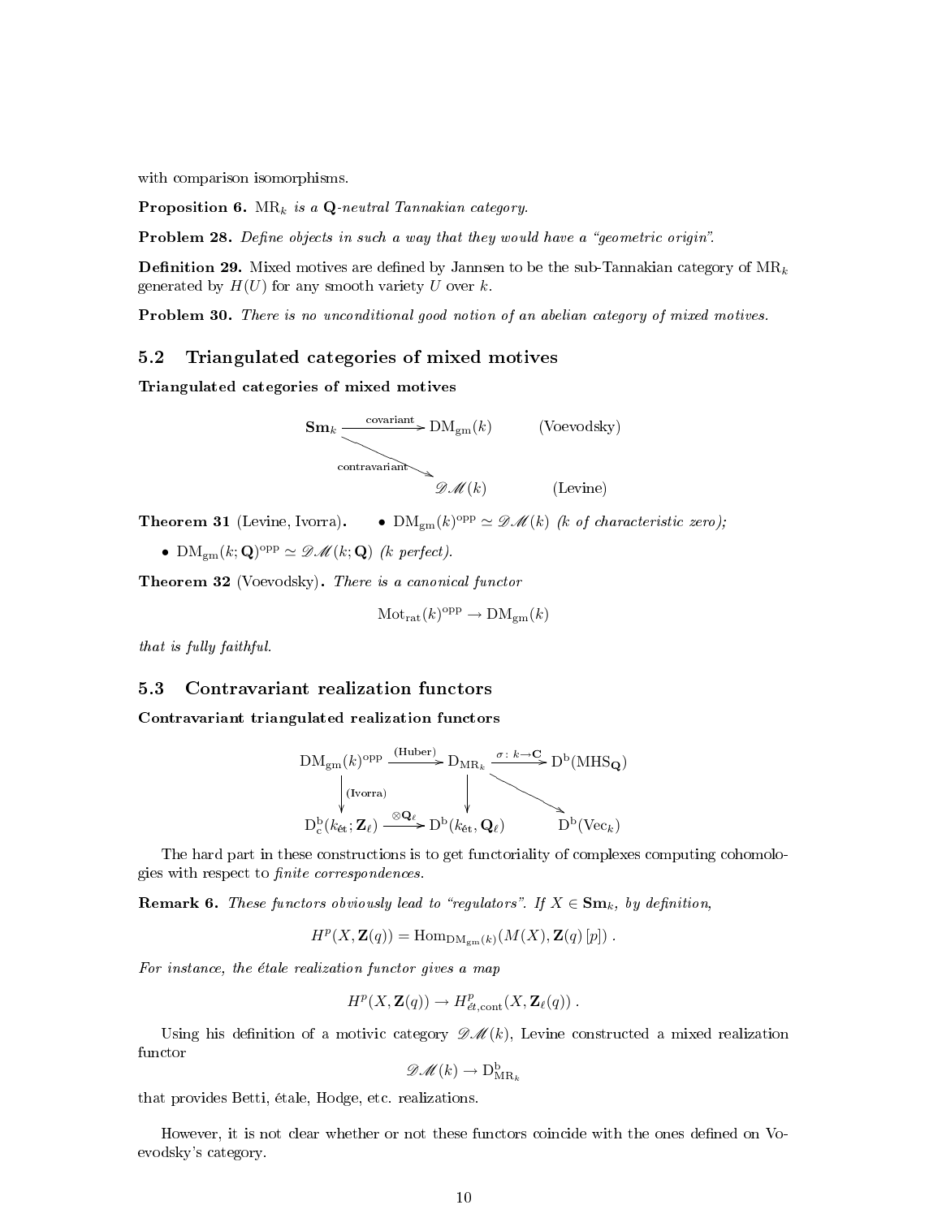with comparison isomorphisms.

**Proposition 6.** *$\mathrm{MR}_k$ is a $\mathbf{Q}$-neutral Tannakian category.*

**Problem 28.** *Define objects in such a way that they would have a "geometric origin".*

**Definition 29.** Mixed motives are defined by Jannsen to be the sub-Tannakian category of $\mathrm{MR}_k$ generated by $H(U)$ for any smooth variety $U$ over $k$.

**Problem 30.** *There is no unconditional good notion of an abelian category of mixed motives.*

## 5.2 Triangulated categories of mixed motives

**Triangulated categories of mixed motives**

$$\begin{array}{lll} \mathbf{Sm}_k \xrightarrow{\text{covariant}} \mathrm{DM}_{\mathrm{gm}}(k) & & \text{(Voevodsky)} \\ \quad \searrow^{\text{contravariant}} & & \\ \qquad\qquad \mathscr{DM}(k) & & \text{(Levine)} \end{array}$$

**Theorem 31** (Levine, Ivorra)**.**

- *$\mathrm{DM}_{\mathrm{gm}}(k)^{\mathrm{opp}} \simeq \mathscr{DM}(k)$ ($k$ of characteristic zero);*
- *$\mathrm{DM}_{\mathrm{gm}}(k;\mathbf{Q})^{\mathrm{opp}} \simeq \mathscr{DM}(k;\mathbf{Q})$ ($k$ perfect).*

**Theorem 32** (Voevodsky)**.** *There is a canonical functor*

$$\mathrm{Mot}_{\mathrm{rat}}(k)^{\mathrm{opp}} \to \mathrm{DM}_{\mathrm{gm}}(k)$$

*that is fully faithful.*

## 5.3 Contravariant realization functors

**Contravariant triangulated realization functors**

$$\begin{array}{ccccc} \mathrm{DM}_{\mathrm{gm}}(k)^{\mathrm{opp}} & \xrightarrow{\text{(Huber)}} & \mathrm{D}_{\mathrm{MR}_k} & \xrightarrow{\sigma\colon k\to\mathbf{C}} & \mathrm{D}^{\mathrm{b}}(\mathrm{MHS}_{\mathbf{Q}}) \\ \downarrow{\scriptstyle\text{(Ivorra)}} & & \downarrow & \searrow & \\ \mathrm{D}^{\mathrm{b}}_{\mathrm{c}}(k_{\text{ét}};\mathbf{Z}_\ell) & \xrightarrow{\otimes\mathbf{Q}_\ell} & \mathrm{D}^{\mathrm{b}}(k_{\text{ét}},\mathbf{Q}_\ell) & & \mathrm{D}^{\mathrm{b}}(\mathrm{Vec}_k) \end{array}$$

The hard part in these constructions is to get functoriality of complexes computing cohomologies with respect to *finite correspondences*.

**Remark 6.** *These functors obviously lead to "regulators". If $X \in \mathbf{Sm}_k$, by definition,*

$$H^p(X,\mathbf{Z}(q)) = \mathrm{Hom}_{\mathrm{DM}_{\mathrm{gm}}(k)}(M(X),\mathbf{Z}(q)\,[p])\,.$$

*For instance, the étale realization functor gives a map*

$$H^p(X,\mathbf{Z}(q)) \to H^p_{\text{ét},\mathrm{cont}}(X,\mathbf{Z}_\ell(q))\,.$$

Using his definition of a motivic category $\mathscr{DM}(k)$, Levine constructed a mixed realization functor

$$\mathscr{DM}(k) \to \mathrm{D}^{\mathrm{b}}_{\mathrm{MR}_k}$$

that provides Betti, étale, Hodge, etc. realizations.

However, it is not clear whether or not these functors coincide with the ones defined on Voevodsky's category.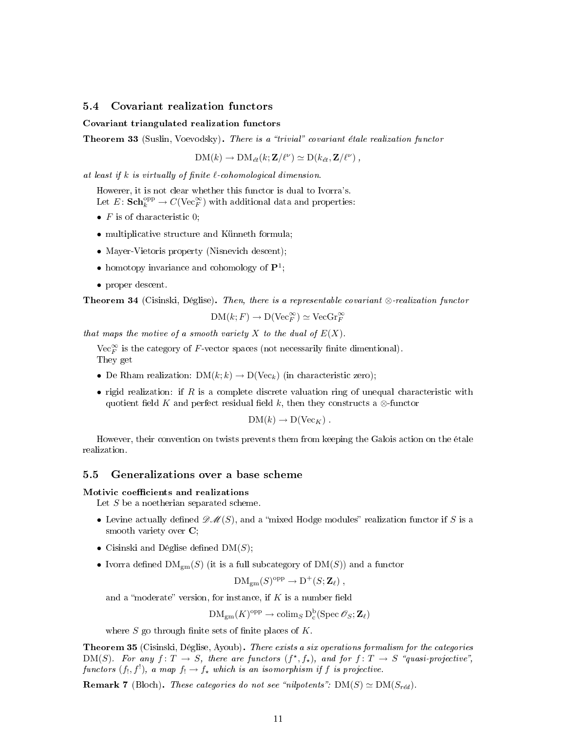## 5.4 Covariant realization functors

**Covariant triangulated realization functors**

**Theorem 33** (Suslin, Voevodsky)**.** *There is a "trivial" covariant étale realization functor*

$$\mathrm{DM}(k) \to \mathrm{DM}_{\acute{e}t}(k; \mathbf{Z}/\ell^\nu) \simeq \mathrm{D}(k_{\acute{e}t}, \mathbf{Z}/\ell^\nu)\ ,$$

*at least if $k$ is virtually of finite $\ell$-cohomological dimension.*

Howerer, it is not clear whether this functor is dual to Ivorra's.

Let $E\colon \mathbf{Sch}_k^{\mathrm{opp}} \to C(\mathrm{Vec}_F^\infty)$ with additional data and properties:

- $F$ is of characteristic 0;
- multiplicative structure and Künneth formula;
- Mayer-Vietoris property (Nisnevich descent);
- homotopy invariance and cohomology of $\mathbf{P}^1$;
- proper descent.

**Theorem 34** (Cisinski, Déglise)**.** *Then, there is a representable covariant $\otimes$-realization functor*

$$\mathrm{DM}(k; F) \to \mathrm{D}(\mathrm{Vec}_F^\infty) \simeq \mathrm{VecGr}_F^\infty$$

*that maps the motive of a smooth variety $X$ to the dual of $E(X)$.*

$\mathrm{Vec}_F^\infty$ is the category of $F$-vector spaces (not necessarily finite dimentional).

They get

- De Rham realization: $\mathrm{DM}(k; k) \to \mathrm{D}(\mathrm{Vec}_k)$ (in characteristic zero);
- rigid realization: if $R$ is a complete discrete valuation ring of unequal characteristic with quotient field $K$ and perfect residual field $k$, then they constructs a $\otimes$-functor

$$\mathrm{DM}(k) \to \mathrm{D}(\mathrm{Vec}_K)\ .$$

However, their convention on twists prevents them from keeping the Galois action on the étale realization.

## 5.5 Generalizations over a base scheme

**Motivic coefficients and realizations**

Let $S$ be a noetherian separated scheme.

- Levine actually defined $\mathscr{DM}(S)$, and a "mixed Hodge modules" realization functor if $S$ is a smooth variety over $\mathbf{C}$;
- Cisinski and Déglise defined $\mathrm{DM}(S)$;
- Ivorra defined $\mathrm{DM}_{\mathrm{gm}}(S)$ (it is a full subcategory of $\mathrm{DM}(S)$) and a functor

$$\mathrm{DM}_{\mathrm{gm}}(S)^{\mathrm{opp}} \to \mathrm{D}^+(S; \mathbf{Z}_\ell)\ ,$$

  and a "moderate" version, for instance, if $K$ is a number field

$$\mathrm{DM}_{\mathrm{gm}}(K)^{\mathrm{opp}} \to \mathrm{colim}_S\, \mathrm{D}_{\mathrm{c}}^{\mathrm{b}}(\mathrm{Spec}\, \mathscr{O}_S; \mathbf{Z}_\ell)$$

  where $S$ go through finite sets of finite places of $K$.

**Theorem 35** (Cisinski, Déglise, Ayoub)**.** *There exists a six operations formalism for the categories $\mathrm{DM}(S)$. For any $f\colon T \to S$, there are functors $(f^\star, f_\star)$, and for $f\colon T \to S$ "quasi-projective", functors $(f_!, f^!)$, a map $f_! \to f_\star$ which is an isomorphism if $f$ is projective.*

**Remark 7** (Bloch)**.** *These categories do not see "nilpotents": $\mathrm{DM}(S) \simeq \mathrm{DM}(S_{r\acute{e}d})$.*